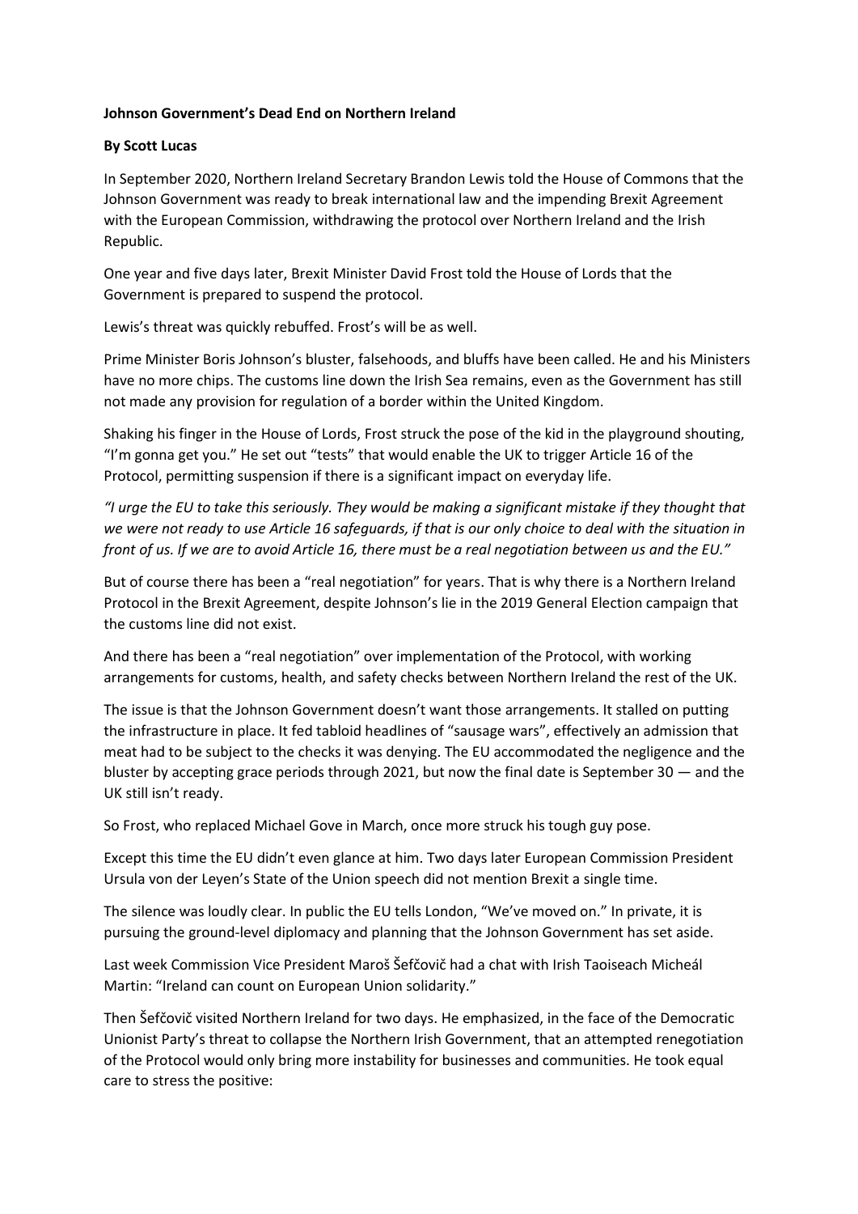**Johnson Government's Dead End on Northern Ireland**

**By Scott Lucas**

In September 2020, Northern Ireland Secretary Brandon Lewis told the House of Commons that the Johnson Government was ready to break international law and the impending Brexit Agreement with the European Commission, withdrawing the protocol over Northern Ireland and the Irish Republic.

One year and five days later, Brexit Minister David Frost told the House of Lords that the Government is prepared to suspend the protocol.

Lewis's threat was quickly rebuffed. Frost's will be as well.

Prime Minister Boris Johnson's bluster, falsehoods, and bluffs have been called. He and his Ministers have no more chips. The customs line down the Irish Sea remains, even as the Government has still not made any provision for regulation of a border within the United Kingdom.

Shaking his finger in the House of Lords, Frost struck the pose of the kid in the playground shouting, "I'm gonna get you." He set out "tests" that would enable the UK to trigger Article 16 of the Protocol, permitting suspension if there is a significant impact on everyday life.

*"I urge the EU to take this seriously. They would be making a significant mistake if they thought that we were not ready to use Article 16 safeguards, if that is our only choice to deal with the situation in front of us. If we are to avoid Article 16, there must be a real negotiation between us and the EU."*

But of course there has been a "real negotiation" for years. That is why there is a Northern Ireland Protocol in the Brexit Agreement, despite Johnson's lie in the 2019 General Election campaign that the customs line did not exist.

And there has been a "real negotiation" over implementation of the Protocol, with working arrangements for customs, health, and safety checks between Northern Ireland the rest of the UK.

The issue is that the Johnson Government doesn't want those arrangements. It stalled on putting the infrastructure in place. It fed tabloid headlines of "sausage wars", effectively an admission that meat had to be subject to the checks it was denying. The EU accommodated the negligence and the bluster by accepting grace periods through 2021, but now the final date is September 30 — and the UK still isn't ready.

So Frost, who replaced Michael Gove in March, once more struck his tough guy pose.

Except this time the EU didn't even glance at him. Two days later European Commission President Ursula von der Leyen's State of the Union speech did not mention Brexit a single time.

The silence was loudly clear. In public the EU tells London, "We've moved on." In private, it is pursuing the ground-level diplomacy and planning that the Johnson Government has set aside.

Last week Commission Vice President Maroš Šefčovič had a chat with Irish Taoiseach Micheál Martin: "Ireland can count on European Union solidarity."

Then Šefčovič visited Northern Ireland for two days. He emphasized, in the face of the Democratic Unionist Party's threat to collapse the Northern Irish Government, that an attempted renegotiation of the Protocol would only bring more instability for businesses and communities. He took equal care to stress the positive: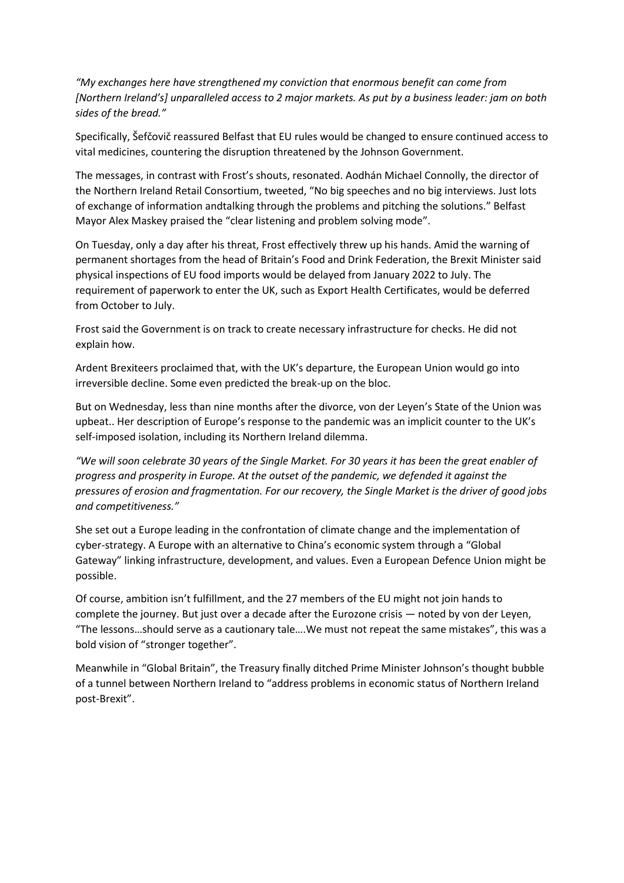*"My exchanges here have strengthened my conviction that enormous benefit can come from [Northern Ireland's] unparalleled access to 2 major markets. As put by a business leader: jam on both sides of the bread."*

Specifically, Šefčovič reassured Belfast that EU rules would be changed to ensure continued access to vital medicines, countering the disruption threatened by the Johnson Government.

The messages, in contrast with Frost's shouts, resonated. Aodhán Michael Connolly, the director of the Northern Ireland Retail Consortium, tweeted, "No big speeches and no big interviews. Just lots of exchange of information andtalking through the problems and pitching the solutions." Belfast Mayor Alex Maskey praised the "clear listening and problem solving mode".

On Tuesday, only a day after his threat, Frost effectively threw up his hands. Amid the warning of permanent shortages from the head of Britain's Food and Drink Federation, the Brexit Minister said physical inspections of EU food imports would be delayed from January 2022 to July. The requirement of paperwork to enter the UK, such as Export Health Certificates, would be deferred from October to July.

Frost said the Government is on track to create necessary infrastructure for checks. He did not explain how.

Ardent Brexiteers proclaimed that, with the UK's departure, the European Union would go into irreversible decline. Some even predicted the break-up on the bloc.

But on Wednesday, less than nine months after the divorce, von der Leyen's State of the Union was upbeat.. Her description of Europe's response to the pandemic was an implicit counter to the UK's self-imposed isolation, including its Northern Ireland dilemma.

*"We will soon celebrate 30 years of the Single Market. For 30 years it has been the great enabler of progress and prosperity in Europe. At the outset of the pandemic, we defended it against the pressures of erosion and fragmentation. For our recovery, the Single Market is the driver of good jobs and competitiveness."*

She set out a Europe leading in the confrontation of climate change and the implementation of cyber-strategy. A Europe with an alternative to China's economic system through a "Global Gateway" linking infrastructure, development, and values. Even a European Defence Union might be possible.

Of course, ambition isn't fulfillment, and the 27 members of the EU might not join hands to complete the journey. But just over a decade after the Eurozone crisis — noted by von der Leyen, "The lessons…should serve as a cautionary tale….We must not repeat the same mistakes", this was a bold vision of "stronger together".

Meanwhile in "Global Britain", the Treasury finally ditched Prime Minister Johnson's thought bubble of a tunnel between Northern Ireland to "address problems in economic status of Northern Ireland post-Brexit".